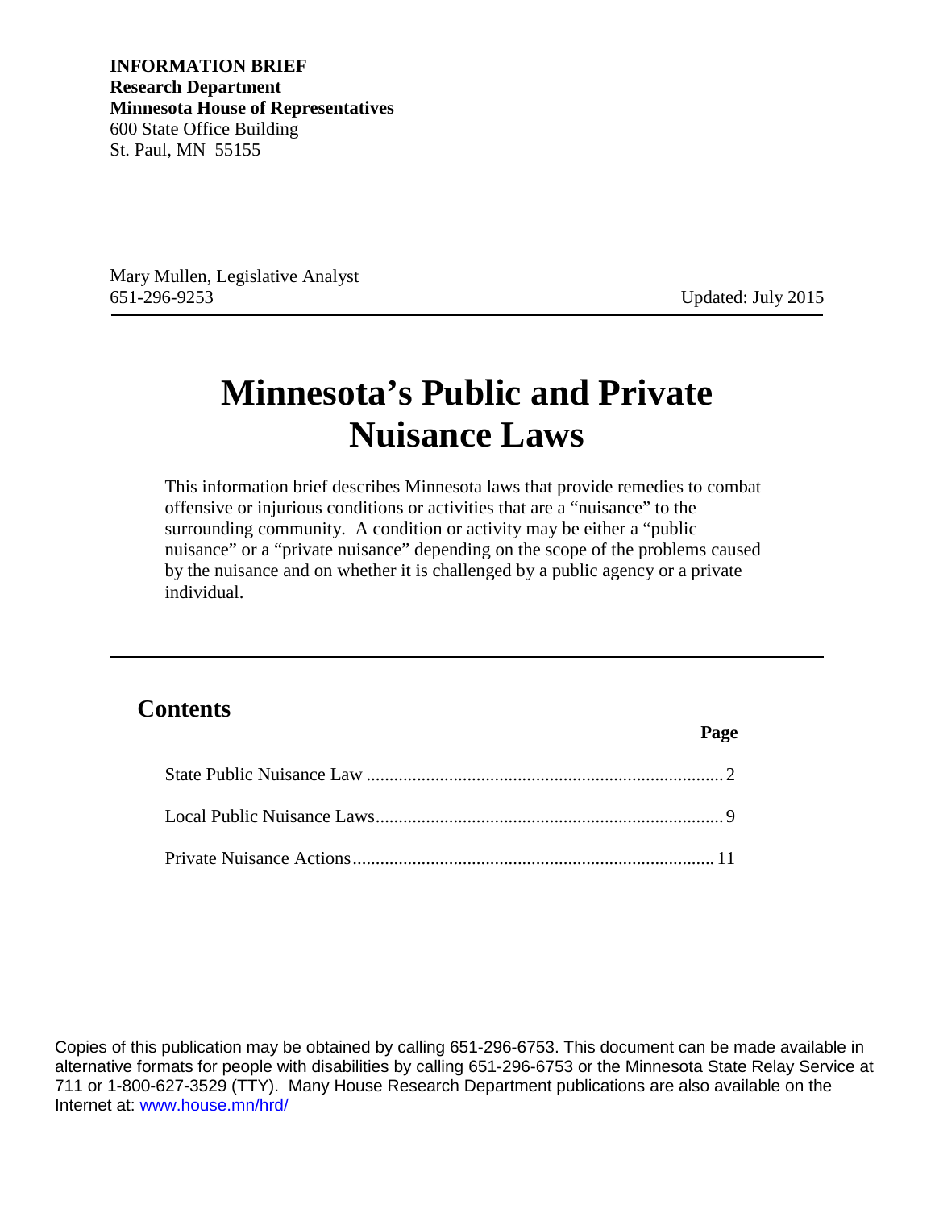**INFORMATION BRIEF**
**Research Department**
**Minnesota House of Representatives**
600 State Office Building
St. Paul, MN 55155

Mary Mullen, Legislative Analyst
651-296-9253

Updated: July 2015

# Minnesota's Public and Private Nuisance Laws

This information brief describes Minnesota laws that provide remedies to combat offensive or injurious conditions or activities that are a "nuisance" to the surrounding community. A condition or activity may be either a "public nuisance" or a "private nuisance" depending on the scope of the problems caused by the nuisance and on whether it is challenged by a public agency or a private individual.

## Contents

| | Page |
|---|---|
| State Public Nuisance Law | 2 |
| Local Public Nuisance Laws | 9 |
| Private Nuisance Actions | 11 |

Copies of this publication may be obtained by calling 651-296-6753. This document can be made available in alternative formats for people with disabilities by calling 651-296-6753 or the Minnesota State Relay Service at 711 or 1-800-627-3529 (TTY). Many House Research Department publications are also available on the Internet at: www.house.mn/hrd/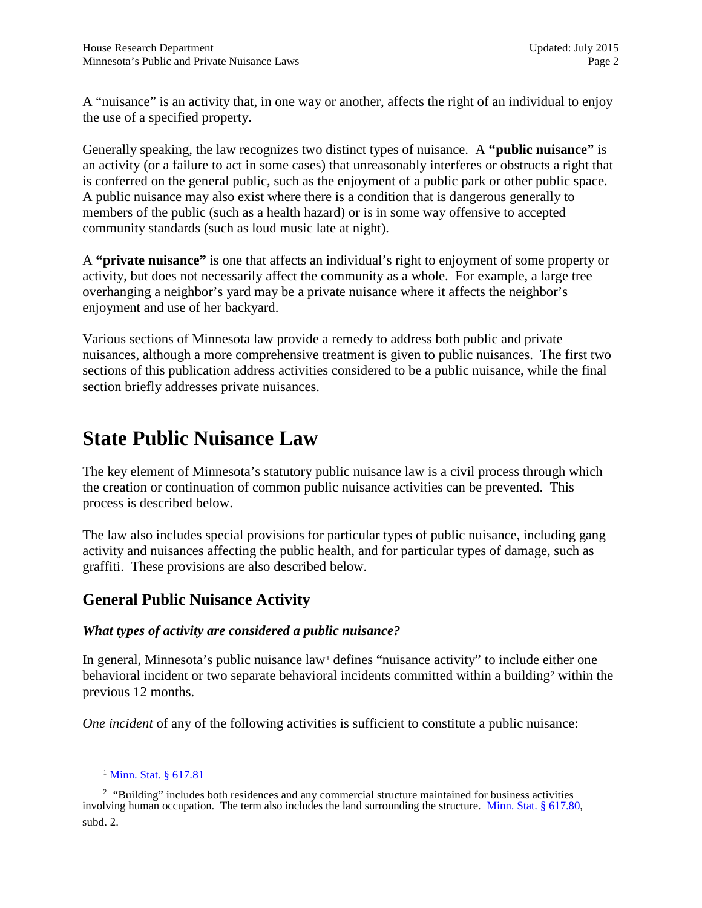A "nuisance" is an activity that, in one way or another, affects the right of an individual to enjoy the use of a specified property.

Generally speaking, the law recognizes two distinct types of nuisance. A **"public nuisance"** is an activity (or a failure to act in some cases) that unreasonably interferes or obstructs a right that is conferred on the general public, such as the enjoyment of a public park or other public space. A public nuisance may also exist where there is a condition that is dangerous generally to members of the public (such as a health hazard) or is in some way offensive to accepted community standards (such as loud music late at night).

A **"private nuisance"** is one that affects an individual's right to enjoyment of some property or activity, but does not necessarily affect the community as a whole. For example, a large tree overhanging a neighbor's yard may be a private nuisance where it affects the neighbor's enjoyment and use of her backyard.

Various sections of Minnesota law provide a remedy to address both public and private nuisances, although a more comprehensive treatment is given to public nuisances. The first two sections of this publication address activities considered to be a public nuisance, while the final section briefly addresses private nuisances.

# State Public Nuisance Law

The key element of Minnesota's statutory public nuisance law is a civil process through which the creation or continuation of common public nuisance activities can be prevented. This process is described below.

The law also includes special provisions for particular types of public nuisance, including gang activity and nuisances affecting the public health, and for particular types of damage, such as graffiti. These provisions are also described below.

## General Public Nuisance Activity

### *What types of activity are considered a public nuisance?*

In general, Minnesota's public nuisance law[1] defines "nuisance activity" to include either one behavioral incident or two separate behavioral incidents committed within a building[2] within the previous 12 months.

*One incident* of any of the following activities is sufficient to constitute a public nuisance:

---

[1] Minn. Stat. § 617.81

[2] "Building" includes both residences and any commercial structure maintained for business activities involving human occupation. The term also includes the land surrounding the structure. Minn. Stat. § 617.80, subd. 2.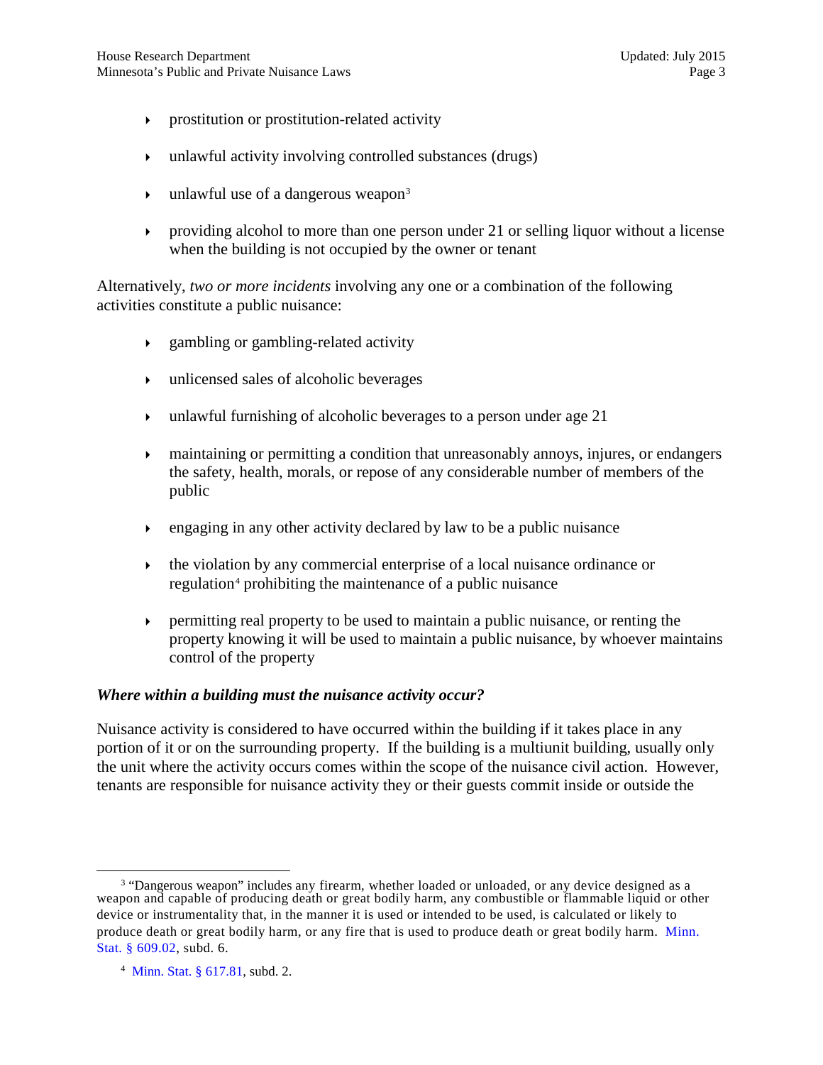- prostitution or prostitution-related activity
- unlawful activity involving controlled substances (drugs)
- unlawful use of a dangerous weapon[3]
- providing alcohol to more than one person under 21 or selling liquor without a license when the building is not occupied by the owner or tenant

Alternatively, *two or more incidents* involving any one or a combination of the following activities constitute a public nuisance:

- gambling or gambling-related activity
- unlicensed sales of alcoholic beverages
- unlawful furnishing of alcoholic beverages to a person under age 21
- maintaining or permitting a condition that unreasonably annoys, injures, or endangers the safety, health, morals, or repose of any considerable number of members of the public
- engaging in any other activity declared by law to be a public nuisance
- the violation by any commercial enterprise of a local nuisance ordinance or regulation[4] prohibiting the maintenance of a public nuisance
- permitting real property to be used to maintain a public nuisance, or renting the property knowing it will be used to maintain a public nuisance, by whoever maintains control of the property

### *Where within a building must the nuisance activity occur?*

Nuisance activity is considered to have occurred within the building if it takes place in any portion of it or on the surrounding property. If the building is a multiunit building, usually only the unit where the activity occurs comes within the scope of the nuisance civil action. However, tenants are responsible for nuisance activity they or their guests commit inside or outside the

---

[3] "Dangerous weapon" includes any firearm, whether loaded or unloaded, or any device designed as a weapon and capable of producing death or great bodily harm, any combustible or flammable liquid or other device or instrumentality that, in the manner it is used or intended to be used, is calculated or likely to produce death or great bodily harm, or any fire that is used to produce death or great bodily harm. Minn. Stat. § 609.02, subd. 6.

[4] Minn. Stat. § 617.81, subd. 2.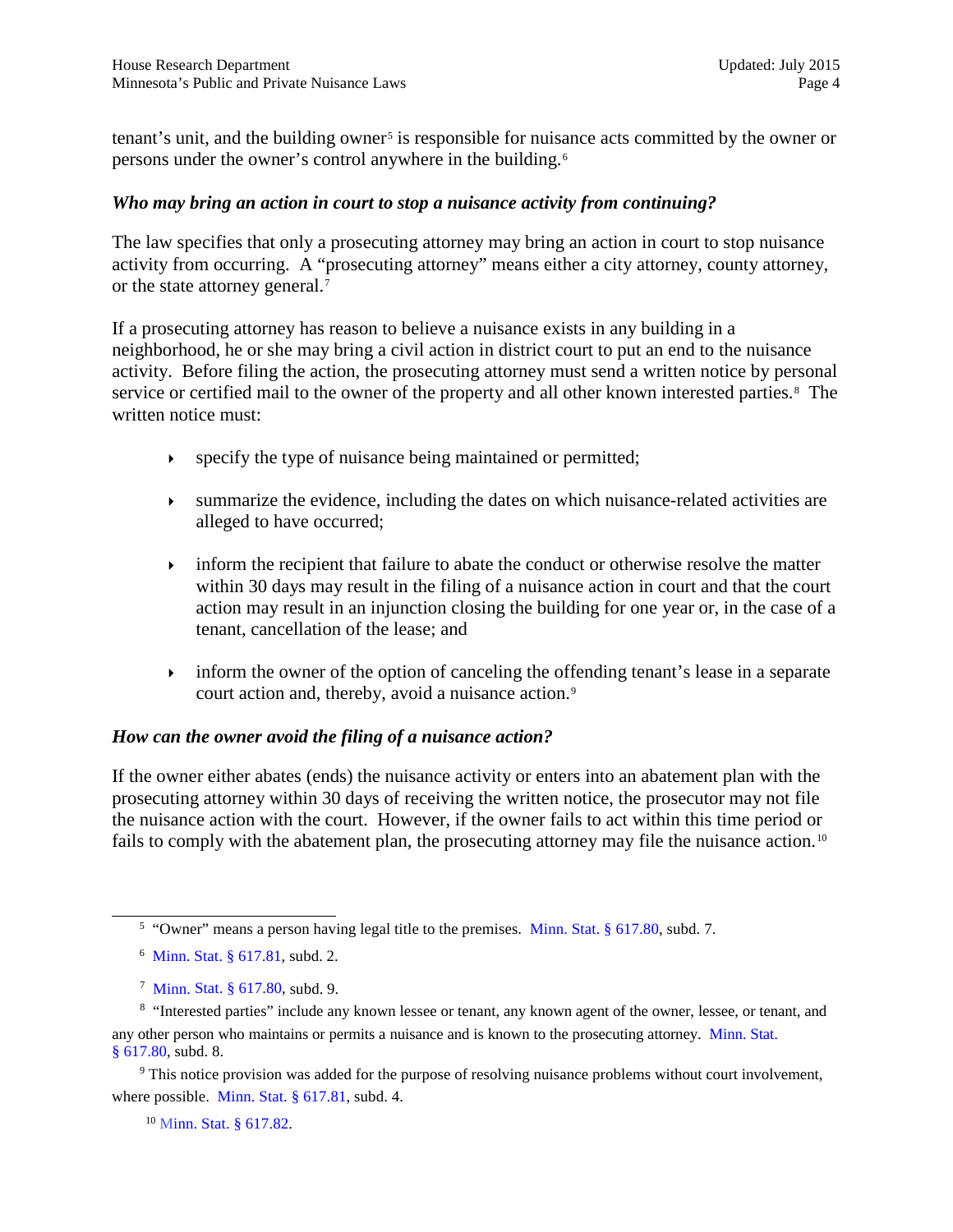tenant's unit, and the building owner[5] is responsible for nuisance acts committed by the owner or persons under the owner's control anywhere in the building.[6]

### *Who may bring an action in court to stop a nuisance activity from continuing?*

The law specifies that only a prosecuting attorney may bring an action in court to stop nuisance activity from occurring. A "prosecuting attorney" means either a city attorney, county attorney, or the state attorney general.[7]

If a prosecuting attorney has reason to believe a nuisance exists in any building in a neighborhood, he or she may bring a civil action in district court to put an end to the nuisance activity. Before filing the action, the prosecuting attorney must send a written notice by personal service or certified mail to the owner of the property and all other known interested parties.[8] The written notice must:

- specify the type of nuisance being maintained or permitted;
- summarize the evidence, including the dates on which nuisance-related activities are alleged to have occurred;
- inform the recipient that failure to abate the conduct or otherwise resolve the matter within 30 days may result in the filing of a nuisance action in court and that the court action may result in an injunction closing the building for one year or, in the case of a tenant, cancellation of the lease; and
- inform the owner of the option of canceling the offending tenant's lease in a separate court action and, thereby, avoid a nuisance action.[9]

### *How can the owner avoid the filing of a nuisance action?*

If the owner either abates (ends) the nuisance activity or enters into an abatement plan with the prosecuting attorney within 30 days of receiving the written notice, the prosecutor may not file the nuisance action with the court. However, if the owner fails to act within this time period or fails to comply with the abatement plan, the prosecuting attorney may file the nuisance action.[10]

---

[5] "Owner" means a person having legal title to the premises. Minn. Stat. § 617.80, subd. 7.

[6] Minn. Stat. § 617.81, subd. 2.

[7] Minn. Stat. § 617.80, subd. 9.

[8] "Interested parties" include any known lessee or tenant, any known agent of the owner, lessee, or tenant, and any other person who maintains or permits a nuisance and is known to the prosecuting attorney. Minn. Stat. § 617.80, subd. 8.

[9] This notice provision was added for the purpose of resolving nuisance problems without court involvement, where possible. Minn. Stat. § 617.81, subd. 4.

[10] Minn. Stat. § 617.82.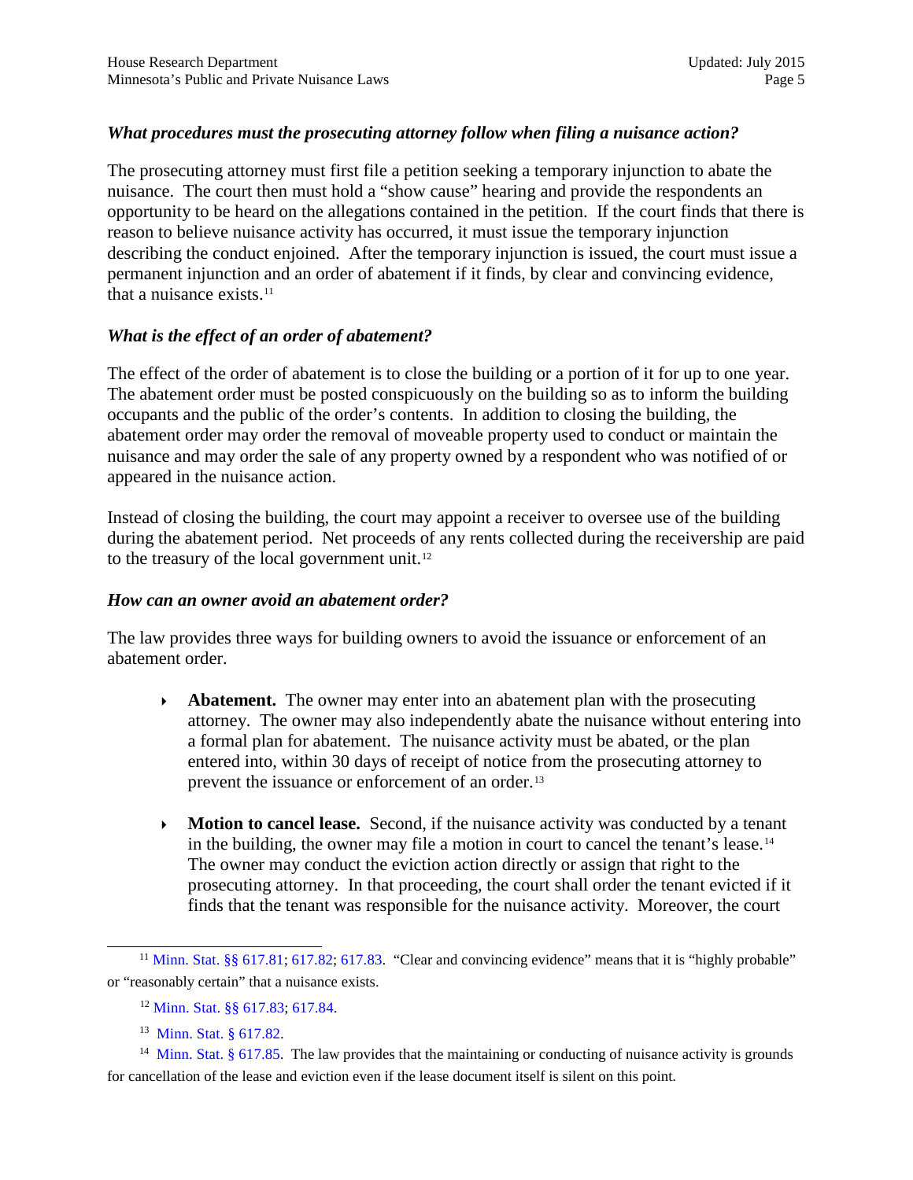### *What procedures must the prosecuting attorney follow when filing a nuisance action?*

The prosecuting attorney must first file a petition seeking a temporary injunction to abate the nuisance. The court then must hold a "show cause" hearing and provide the respondents an opportunity to be heard on the allegations contained in the petition. If the court finds that there is reason to believe nuisance activity has occurred, it must issue the temporary injunction describing the conduct enjoined. After the temporary injunction is issued, the court must issue a permanent injunction and an order of abatement if it finds, by clear and convincing evidence, that a nuisance exists.[11]

### *What is the effect of an order of abatement?*

The effect of the order of abatement is to close the building or a portion of it for up to one year. The abatement order must be posted conspicuously on the building so as to inform the building occupants and the public of the order's contents. In addition to closing the building, the abatement order may order the removal of moveable property used to conduct or maintain the nuisance and may order the sale of any property owned by a respondent who was notified of or appeared in the nuisance action.

Instead of closing the building, the court may appoint a receiver to oversee use of the building during the abatement period. Net proceeds of any rents collected during the receivership are paid to the treasury of the local government unit.[12]

### *How can an owner avoid an abatement order?*

The law provides three ways for building owners to avoid the issuance or enforcement of an abatement order.

- **Abatement.** The owner may enter into an abatement plan with the prosecuting attorney. The owner may also independently abate the nuisance without entering into a formal plan for abatement. The nuisance activity must be abated, or the plan entered into, within 30 days of receipt of notice from the prosecuting attorney to prevent the issuance or enforcement of an order.[13]

- **Motion to cancel lease.** Second, if the nuisance activity was conducted by a tenant in the building, the owner may file a motion in court to cancel the tenant's lease.[14] The owner may conduct the eviction action directly or assign that right to the prosecuting attorney. In that proceeding, the court shall order the tenant evicted if it finds that the tenant was responsible for the nuisance activity. Moreover, the court

---

[11] Minn. Stat. §§ 617.81; 617.82; 617.83. "Clear and convincing evidence" means that it is "highly probable" or "reasonably certain" that a nuisance exists.

[12] Minn. Stat. §§ 617.83; 617.84.

[13] Minn. Stat. § 617.82.

[14] Minn. Stat. § 617.85. The law provides that the maintaining or conducting of nuisance activity is grounds for cancellation of the lease and eviction even if the lease document itself is silent on this point.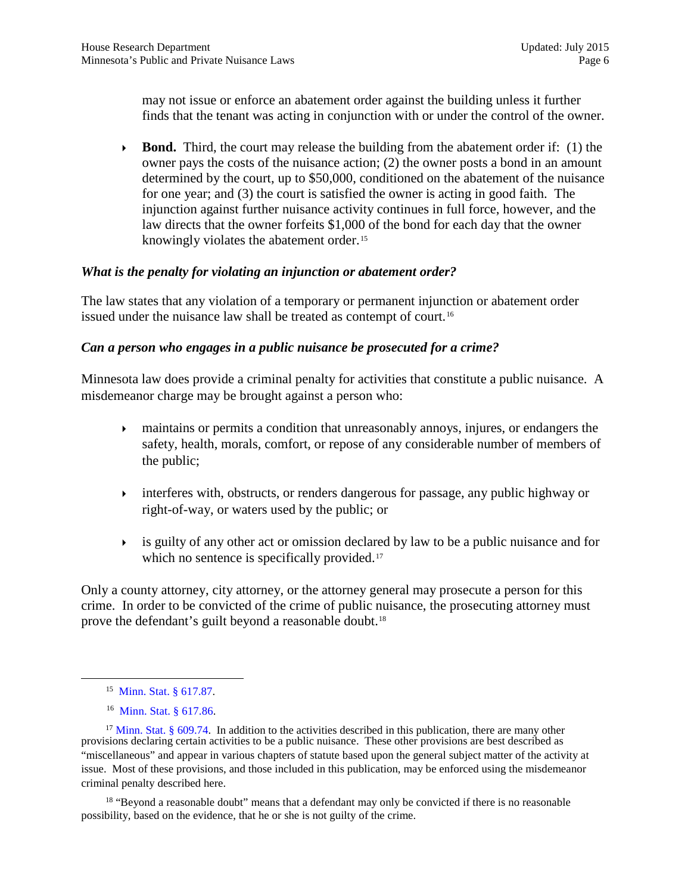may not issue or enforce an abatement order against the building unless it further finds that the tenant was acting in conjunction with or under the control of the owner.

- **Bond.** Third, the court may release the building from the abatement order if: (1) the owner pays the costs of the nuisance action; (2) the owner posts a bond in an amount determined by the court, up to $50,000, conditioned on the abatement of the nuisance for one year; and (3) the court is satisfied the owner is acting in good faith. The injunction against further nuisance activity continues in full force, however, and the law directs that the owner forfeits $1,000 of the bond for each day that the owner knowingly violates the abatement order.[15]

### *What is the penalty for violating an injunction or abatement order?*

The law states that any violation of a temporary or permanent injunction or abatement order issued under the nuisance law shall be treated as contempt of court.[16]

### *Can a person who engages in a public nuisance be prosecuted for a crime?*

Minnesota law does provide a criminal penalty for activities that constitute a public nuisance. A misdemeanor charge may be brought against a person who:

- maintains or permits a condition that unreasonably annoys, injures, or endangers the safety, health, morals, comfort, or repose of any considerable number of members of the public;
- interferes with, obstructs, or renders dangerous for passage, any public highway or right-of-way, or waters used by the public; or
- is guilty of any other act or omission declared by law to be a public nuisance and for which no sentence is specifically provided.[17]

Only a county attorney, city attorney, or the attorney general may prosecute a person for this crime. In order to be convicted of the crime of public nuisance, the prosecuting attorney must prove the defendant's guilt beyond a reasonable doubt.[18]

---

[15] Minn. Stat. § 617.87.

[16] Minn. Stat. § 617.86.

[17] Minn. Stat. § 609.74. In addition to the activities described in this publication, there are many other provisions declaring certain activities to be a public nuisance. These other provisions are best described as "miscellaneous" and appear in various chapters of statute based upon the general subject matter of the activity at issue. Most of these provisions, and those included in this publication, may be enforced using the misdemeanor criminal penalty described here.

[18] "Beyond a reasonable doubt" means that a defendant may only be convicted if there is no reasonable possibility, based on the evidence, that he or she is not guilty of the crime.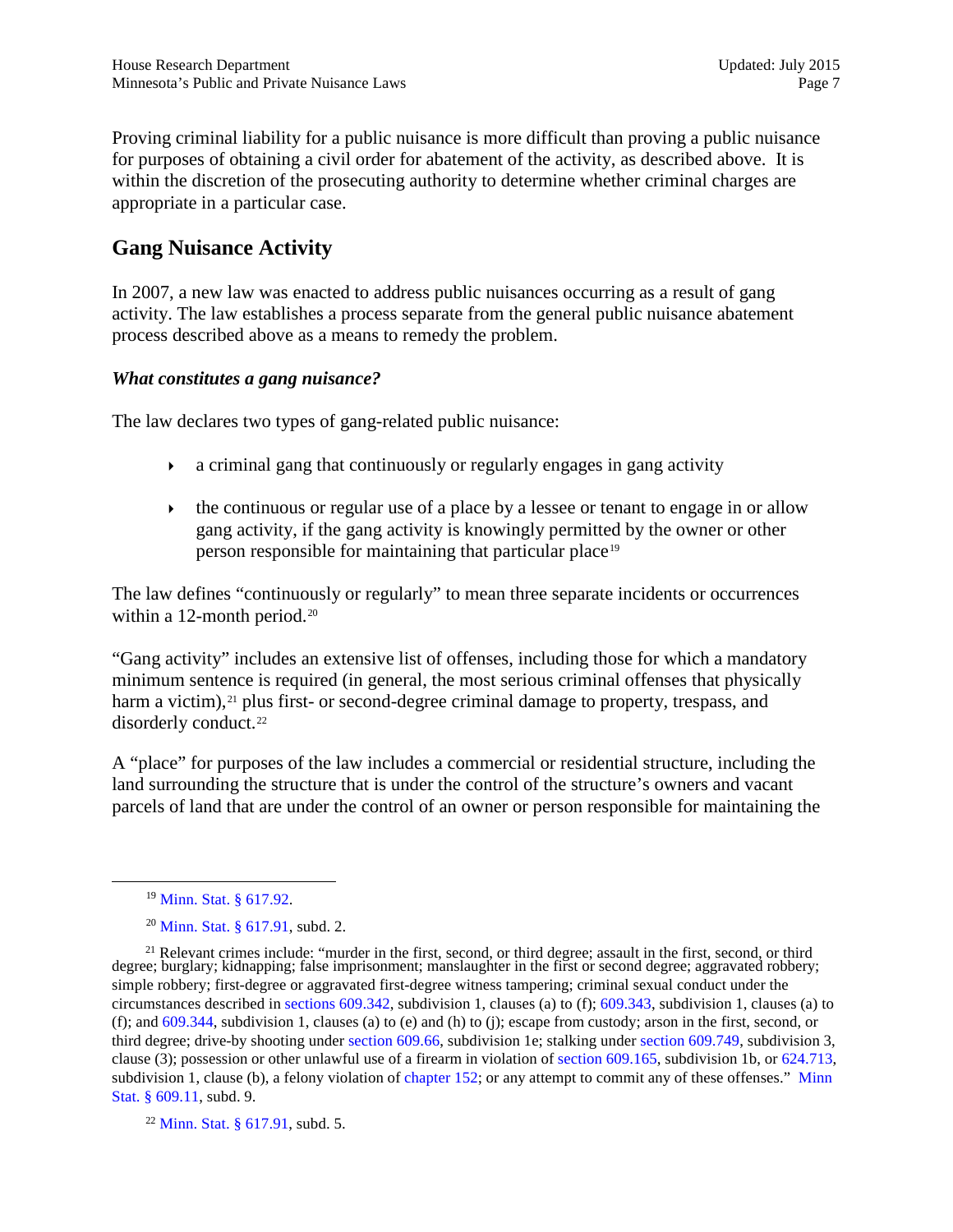Proving criminal liability for a public nuisance is more difficult than proving a public nuisance for purposes of obtaining a civil order for abatement of the activity, as described above. It is within the discretion of the prosecuting authority to determine whether criminal charges are appropriate in a particular case.

## Gang Nuisance Activity

In 2007, a new law was enacted to address public nuisances occurring as a result of gang activity. The law establishes a process separate from the general public nuisance abatement process described above as a means to remedy the problem.

### *What constitutes a gang nuisance?*

The law declares two types of gang-related public nuisance:

- a criminal gang that continuously or regularly engages in gang activity
- the continuous or regular use of a place by a lessee or tenant to engage in or allow gang activity, if the gang activity is knowingly permitted by the owner or other person responsible for maintaining that particular place[19]

The law defines "continuously or regularly" to mean three separate incidents or occurrences within a 12-month period.[20]

"Gang activity" includes an extensive list of offenses, including those for which a mandatory minimum sentence is required (in general, the most serious criminal offenses that physically harm a victim),[21] plus first- or second-degree criminal damage to property, trespass, and disorderly conduct.[22]

A "place" for purposes of the law includes a commercial or residential structure, including the land surrounding the structure that is under the control of the structure's owners and vacant parcels of land that are under the control of an owner or person responsible for maintaining the

---

[19] Minn. Stat. § 617.92.

[20] Minn. Stat. § 617.91, subd. 2.

[21] Relevant crimes include: "murder in the first, second, or third degree; assault in the first, second, or third degree; burglary; kidnapping; false imprisonment; manslaughter in the first or second degree; aggravated robbery; simple robbery; first-degree or aggravated first-degree witness tampering; criminal sexual conduct under the circumstances described in sections 609.342, subdivision 1, clauses (a) to (f); 609.343, subdivision 1, clauses (a) to (f); and 609.344, subdivision 1, clauses (a) to (e) and (h) to (j); escape from custody; arson in the first, second, or third degree; drive-by shooting under section 609.66, subdivision 1e; stalking under section 609.749, subdivision 3, clause (3); possession or other unlawful use of a firearm in violation of section 609.165, subdivision 1b, or 624.713, subdivision 1, clause (b), a felony violation of chapter 152; or any attempt to commit any of these offenses." Minn Stat. § 609.11, subd. 9.

[22] Minn. Stat. § 617.91, subd. 5.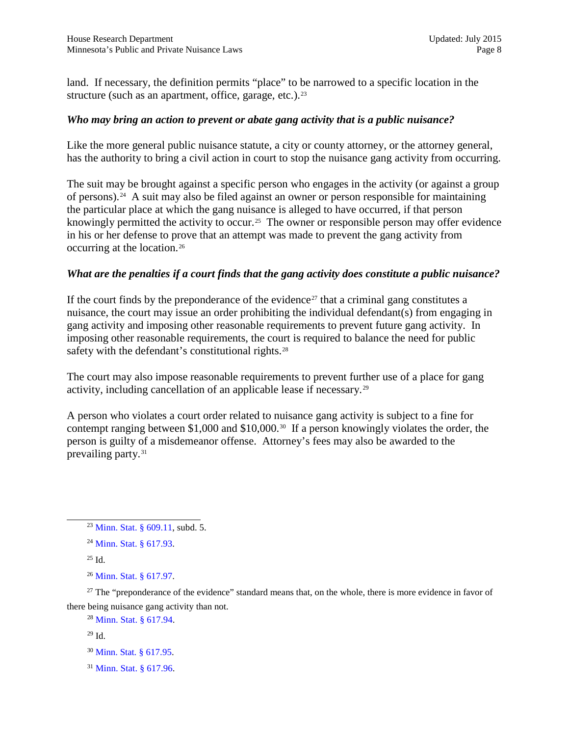land. If necessary, the definition permits "place" to be narrowed to a specific location in the structure (such as an apartment, office, garage, etc.).[23]

### *Who may bring an action to prevent or abate gang activity that is a public nuisance?*

Like the more general public nuisance statute, a city or county attorney, or the attorney general, has the authority to bring a civil action in court to stop the nuisance gang activity from occurring.

The suit may be brought against a specific person who engages in the activity (or against a group of persons).[24] A suit may also be filed against an owner or person responsible for maintaining the particular place at which the gang nuisance is alleged to have occurred, if that person knowingly permitted the activity to occur.[25] The owner or responsible person may offer evidence in his or her defense to prove that an attempt was made to prevent the gang activity from occurring at the location.[26]

### *What are the penalties if a court finds that the gang activity does constitute a public nuisance?*

If the court finds by the preponderance of the evidence[27] that a criminal gang constitutes a nuisance, the court may issue an order prohibiting the individual defendant(s) from engaging in gang activity and imposing other reasonable requirements to prevent future gang activity. In imposing other reasonable requirements, the court is required to balance the need for public safety with the defendant's constitutional rights.[28]

The court may also impose reasonable requirements to prevent further use of a place for gang activity, including cancellation of an applicable lease if necessary.[29]

A person who violates a court order related to nuisance gang activity is subject to a fine for contempt ranging between $1,000 and $10,000.[30] If a person knowingly violates the order, the person is guilty of a misdemeanor offense. Attorney's fees may also be awarded to the prevailing party.[31]

---

[23] Minn. Stat. § 609.11, subd. 5.

[24] Minn. Stat. § 617.93.

[25] Id.

[26] Minn. Stat. § 617.97.

[27] The "preponderance of the evidence" standard means that, on the whole, there is more evidence in favor of there being nuisance gang activity than not.

[28] Minn. Stat. § 617.94.

[29] Id.

[30] Minn. Stat. § 617.95.

[31] Minn. Stat. § 617.96.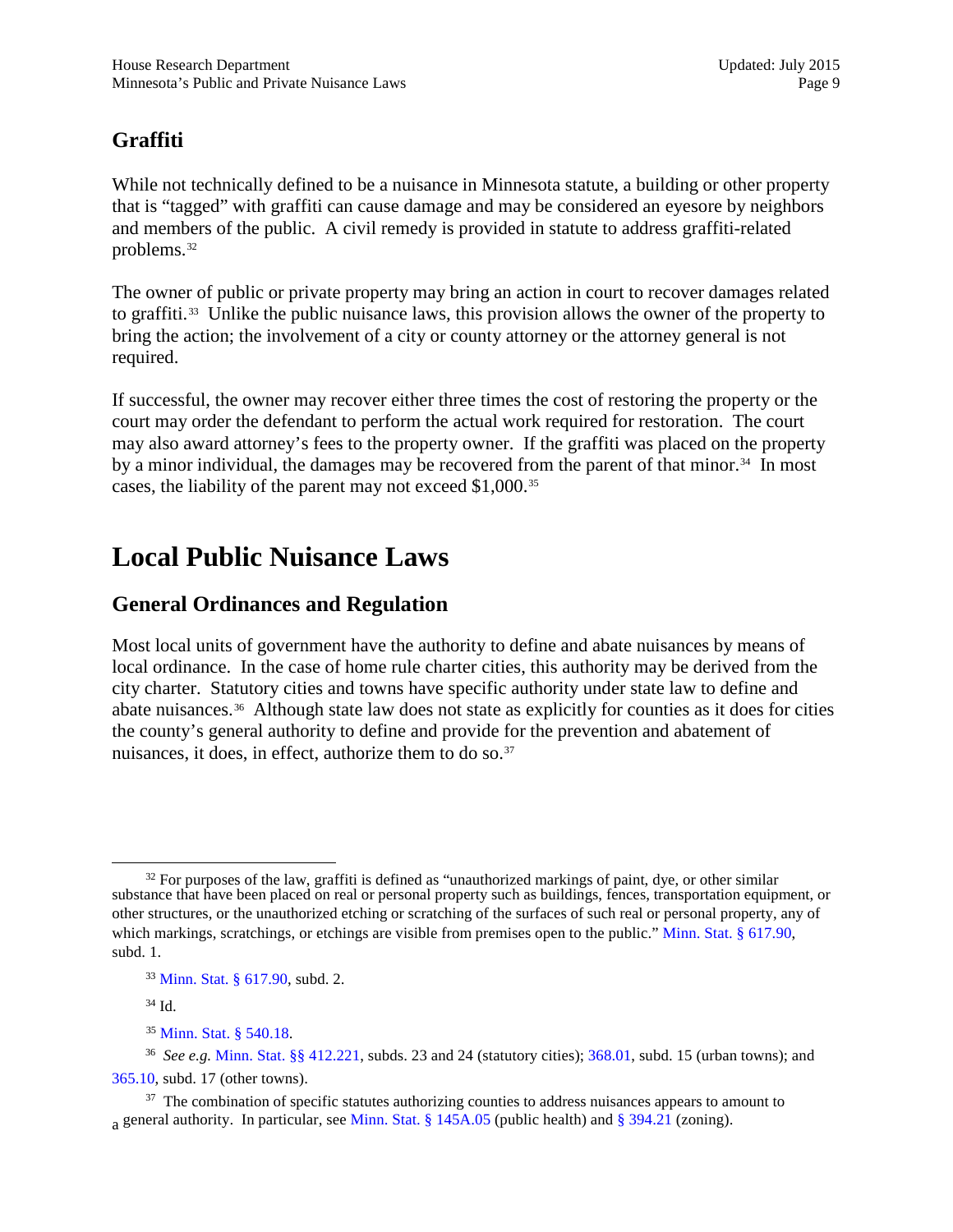## Graffiti

While not technically defined to be a nuisance in Minnesota statute, a building or other property that is "tagged" with graffiti can cause damage and may be considered an eyesore by neighbors and members of the public. A civil remedy is provided in statute to address graffiti-related problems.[32]

The owner of public or private property may bring an action in court to recover damages related to graffiti.[33] Unlike the public nuisance laws, this provision allows the owner of the property to bring the action; the involvement of a city or county attorney or the attorney general is not required.

If successful, the owner may recover either three times the cost of restoring the property or the court may order the defendant to perform the actual work required for restoration. The court may also award attorney's fees to the property owner. If the graffiti was placed on the property by a minor individual, the damages may be recovered from the parent of that minor.[34] In most cases, the liability of the parent may not exceed $1,000.[35]

# Local Public Nuisance Laws

## General Ordinances and Regulation

Most local units of government have the authority to define and abate nuisances by means of local ordinance. In the case of home rule charter cities, this authority may be derived from the city charter. Statutory cities and towns have specific authority under state law to define and abate nuisances.[36] Although state law does not state as explicitly for counties as it does for cities the county's general authority to define and provide for the prevention and abatement of nuisances, it does, in effect, authorize them to do so.[37]

---

[32] For purposes of the law, graffiti is defined as "unauthorized markings of paint, dye, or other similar substance that have been placed on real or personal property such as buildings, fences, transportation equipment, or other structures, or the unauthorized etching or scratching of the surfaces of such real or personal property, any of which markings, scratchings, or etchings are visible from premises open to the public." Minn. Stat. § 617.90, subd. 1.

[33] Minn. Stat. § 617.90, subd. 2.

[34] Id.

[35] Minn. Stat. § 540.18.

[36] *See e.g.* Minn. Stat. §§ 412.221, subds. 23 and 24 (statutory cities); 368.01, subd. 15 (urban towns); and 365.10, subd. 17 (other towns).

[37] The combination of specific statutes authorizing counties to address nuisances appears to amount to a general authority. In particular, see Minn. Stat. § 145A.05 (public health) and § 394.21 (zoning).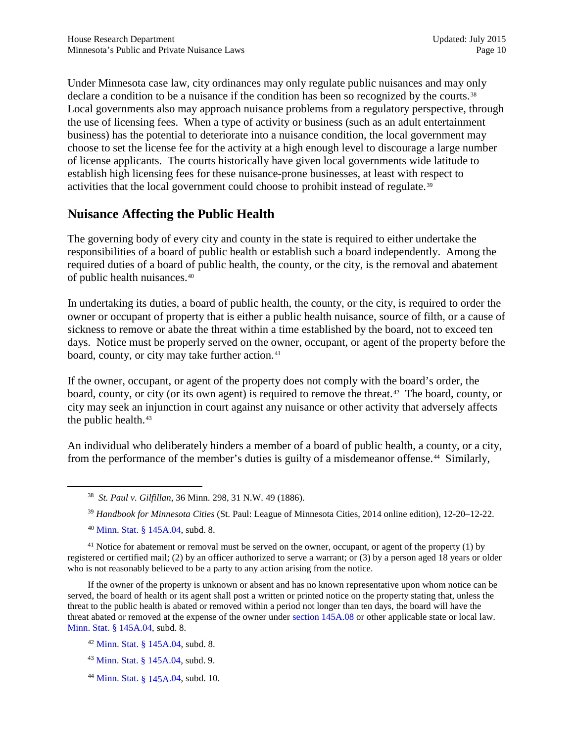Under Minnesota case law, city ordinances may only regulate public nuisances and may only declare a condition to be a nuisance if the condition has been so recognized by the courts.[38] Local governments also may approach nuisance problems from a regulatory perspective, through the use of licensing fees. When a type of activity or business (such as an adult entertainment business) has the potential to deteriorate into a nuisance condition, the local government may choose to set the license fee for the activity at a high enough level to discourage a large number of license applicants. The courts historically have given local governments wide latitude to establish high licensing fees for these nuisance-prone businesses, at least with respect to activities that the local government could choose to prohibit instead of regulate.[39]

## Nuisance Affecting the Public Health

The governing body of every city and county in the state is required to either undertake the responsibilities of a board of public health or establish such a board independently. Among the required duties of a board of public health, the county, or the city, is the removal and abatement of public health nuisances.[40]

In undertaking its duties, a board of public health, the county, or the city, is required to order the owner or occupant of property that is either a public health nuisance, source of filth, or a cause of sickness to remove or abate the threat within a time established by the board, not to exceed ten days. Notice must be properly served on the owner, occupant, or agent of the property before the board, county, or city may take further action.[41]

If the owner, occupant, or agent of the property does not comply with the board's order, the board, county, or city (or its own agent) is required to remove the threat.[42] The board, county, or city may seek an injunction in court against any nuisance or other activity that adversely affects the public health.[43]

An individual who deliberately hinders a member of a board of public health, a county, or a city, from the performance of the member's duties is guilty of a misdemeanor offense.[44] Similarly,

---

[38] *St. Paul v. Gilfillan*, 36 Minn. 298, 31 N.W. 49 (1886).

[39] *Handbook for Minnesota Cities* (St. Paul: League of Minnesota Cities, 2014 online edition), 12-20–12-22.

[40] Minn. Stat. § 145A.04, subd. 8.

[41] Notice for abatement or removal must be served on the owner, occupant, or agent of the property (1) by registered or certified mail; (2) by an officer authorized to serve a warrant; or (3) by a person aged 18 years or older who is not reasonably believed to be a party to any action arising from the notice.

If the owner of the property is unknown or absent and has no known representative upon whom notice can be served, the board of health or its agent shall post a written or printed notice on the property stating that, unless the threat to the public health is abated or removed within a period not longer than ten days, the board will have the threat abated or removed at the expense of the owner under section 145A.08 or other applicable state or local law. Minn. Stat. § 145A.04, subd. 8.

[42] Minn. Stat. § 145A.04, subd. 8.

[43] Minn. Stat. § 145A.04, subd. 9.

[44] Minn. Stat. § 145A.04, subd. 10.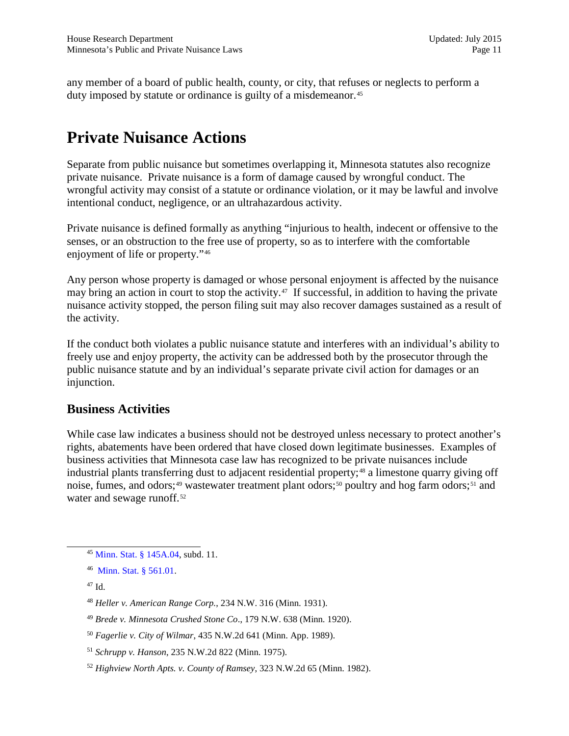any member of a board of public health, county, or city, that refuses or neglects to perform a duty imposed by statute or ordinance is guilty of a misdemeanor.[45]

# Private Nuisance Actions

Separate from public nuisance but sometimes overlapping it, Minnesota statutes also recognize private nuisance. Private nuisance is a form of damage caused by wrongful conduct. The wrongful activity may consist of a statute or ordinance violation, or it may be lawful and involve intentional conduct, negligence, or an ultrahazardous activity.

Private nuisance is defined formally as anything "injurious to health, indecent or offensive to the senses, or an obstruction to the free use of property, so as to interfere with the comfortable enjoyment of life or property."[46]

Any person whose property is damaged or whose personal enjoyment is affected by the nuisance may bring an action in court to stop the activity.[47] If successful, in addition to having the private nuisance activity stopped, the person filing suit may also recover damages sustained as a result of the activity.

If the conduct both violates a public nuisance statute and interferes with an individual's ability to freely use and enjoy property, the activity can be addressed both by the prosecutor through the public nuisance statute and by an individual's separate private civil action for damages or an injunction.

## Business Activities

While case law indicates a business should not be destroyed unless necessary to protect another's rights, abatements have been ordered that have closed down legitimate businesses. Examples of business activities that Minnesota case law has recognized to be private nuisances include industrial plants transferring dust to adjacent residential property;[48] a limestone quarry giving off noise, fumes, and odors;[49] wastewater treatment plant odors;[50] poultry and hog farm odors;[51] and water and sewage runoff.[52]

---

[45] Minn. Stat. § 145A.04, subd. 11.

[46] Minn. Stat. § 561.01.

[47] Id.

[48] *Heller v. American Range Corp.*, 234 N.W. 316 (Minn. 1931).

[49] *Brede v. Minnesota Crushed Stone Co*., 179 N.W. 638 (Minn. 1920).

[50] *Fagerlie v. City of Wilmar*, 435 N.W.2d 641 (Minn. App. 1989).

[51] *Schrupp v. Hanson*, 235 N.W.2d 822 (Minn. 1975).

[52] *Highview North Apts. v. County of Ramsey*, 323 N.W.2d 65 (Minn. 1982).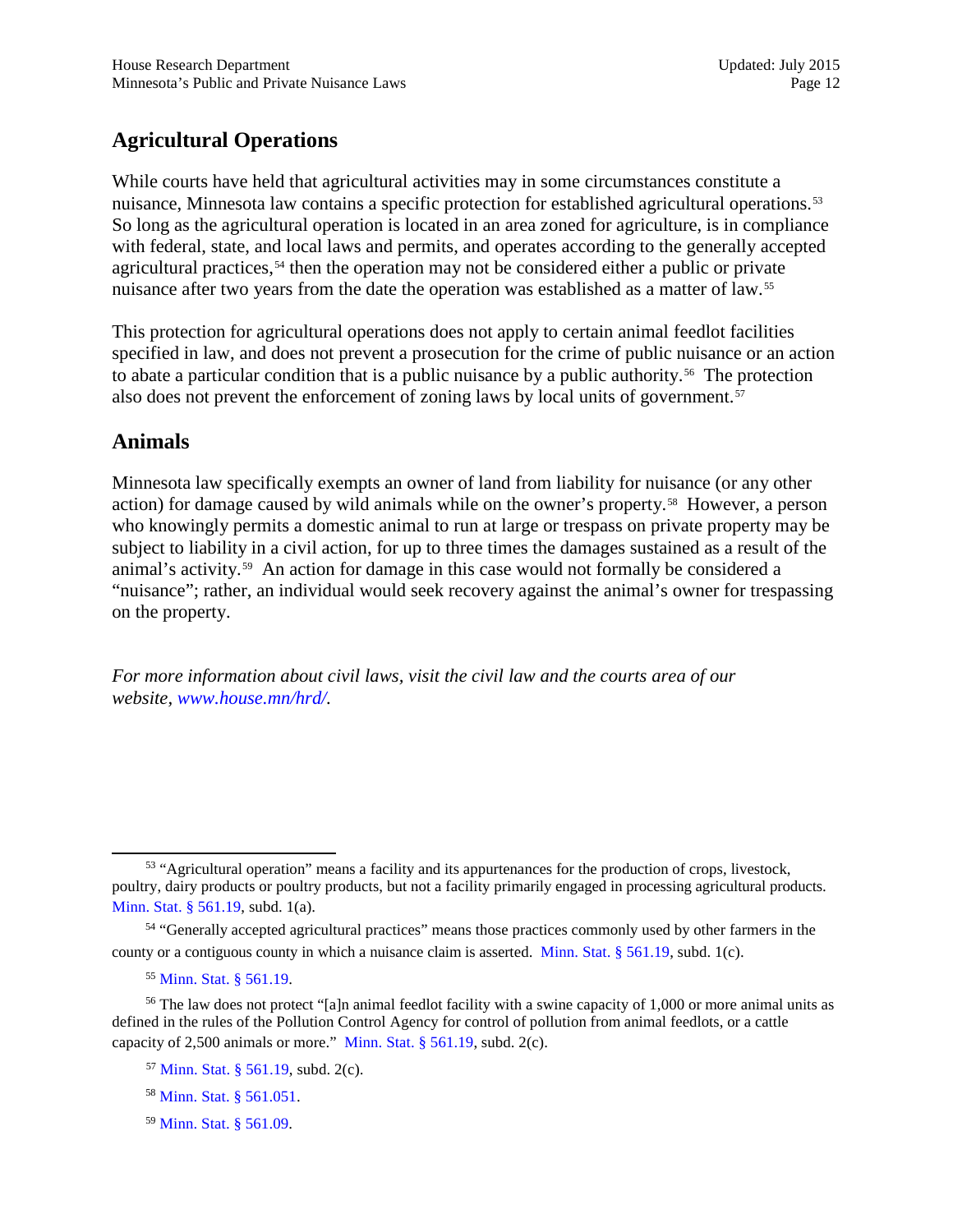## Agricultural Operations

While courts have held that agricultural activities may in some circumstances constitute a nuisance, Minnesota law contains a specific protection for established agricultural operations.[53] So long as the agricultural operation is located in an area zoned for agriculture, is in compliance with federal, state, and local laws and permits, and operates according to the generally accepted agricultural practices,[54] then the operation may not be considered either a public or private nuisance after two years from the date the operation was established as a matter of law.[55]

This protection for agricultural operations does not apply to certain animal feedlot facilities specified in law, and does not prevent a prosecution for the crime of public nuisance or an action to abate a particular condition that is a public nuisance by a public authority.[56] The protection also does not prevent the enforcement of zoning laws by local units of government.[57]

## Animals

Minnesota law specifically exempts an owner of land from liability for nuisance (or any other action) for damage caused by wild animals while on the owner's property.[58] However, a person who knowingly permits a domestic animal to run at large or trespass on private property may be subject to liability in a civil action, for up to three times the damages sustained as a result of the animal's activity.[59] An action for damage in this case would not formally be considered a "nuisance"; rather, an individual would seek recovery against the animal's owner for trespassing on the property.

*For more information about civil laws, visit the civil law and the courts area of our website, www.house.mn/hrd/.*

---

[53] "Agricultural operation" means a facility and its appurtenances for the production of crops, livestock, poultry, dairy products or poultry products, but not a facility primarily engaged in processing agricultural products. Minn. Stat. § 561.19, subd. 1(a).

[54] "Generally accepted agricultural practices" means those practices commonly used by other farmers in the county or a contiguous county in which a nuisance claim is asserted. Minn. Stat. § 561.19, subd. 1(c).

[55] Minn. Stat. § 561.19.

[56] The law does not protect "[a]n animal feedlot facility with a swine capacity of 1,000 or more animal units as defined in the rules of the Pollution Control Agency for control of pollution from animal feedlots, or a cattle capacity of 2,500 animals or more." Minn. Stat. § 561.19, subd. 2(c).

[57] Minn. Stat. § 561.19, subd. 2(c).

[58] Minn. Stat. § 561.051.

[59] Minn. Stat. § 561.09.